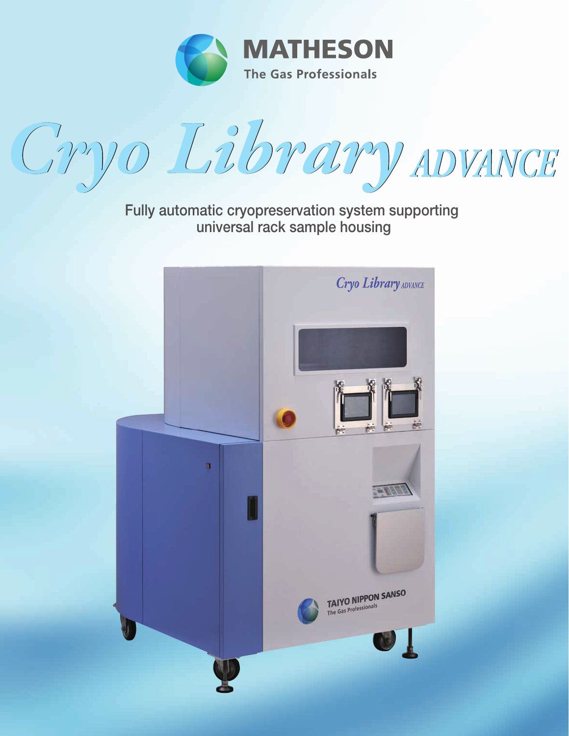MATHESON

The Gas Professionals

# Cryo Library ADVANCE

Fully automatic cryopreservation system supporting universal rack sample housing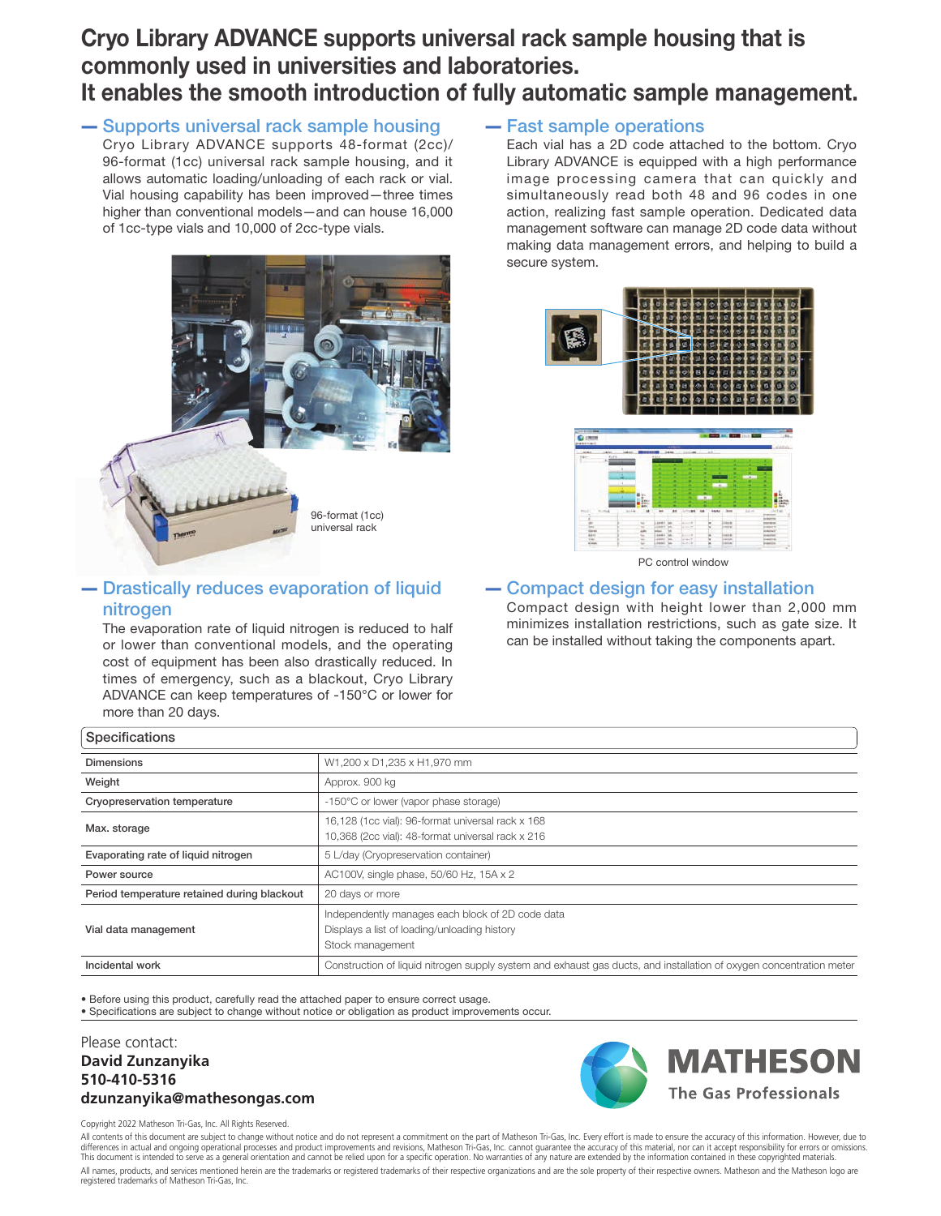# Cryo Library ADVANCE supports universal rack sample housing that is commonly used in universities and laboratories.
# It enables the smooth introduction of fully automatic sample management.

## — Supports universal rack sample housing

Cryo Library ADVANCE supports 48-format (2cc)/ 96-format (1cc) universal rack sample housing, and it allows automatic loading/unloading of each rack or vial. Vial housing capability has been improved—three times higher than conventional models—and can house 16,000 of 1cc-type vials and 10,000 of 2cc-type vials.

96-format (1cc) universal rack

## — Drastically reduces evaporation of liquid nitrogen

The evaporation rate of liquid nitrogen is reduced to half or lower than conventional models, and the operating cost of equipment has been also drastically reduced. In times of emergency, such as a blackout, Cryo Library ADVANCE can keep temperatures of -150°C or lower for more than 20 days.

## — Fast sample operations

Each vial has a 2D code attached to the bottom. Cryo Library ADVANCE is equipped with a high performance image processing camera that can quickly and simultaneously read both 48 and 96 codes in one action, realizing fast sample operation. Dedicated data management software can manage 2D code data without making data management errors, and helping to build a secure system.

PC control window

## — Compact design for easy installation

Compact design with height lower than 2,000 mm minimizes installation restrictions, such as gate size. It can be installed without taking the components apart.

## Specifications

| | |
|---|---|
| Dimensions | W1,200 x D1,235 x H1,970 mm |
| Weight | Approx. 900 kg |
| Cryopreservation temperature | -150°C or lower (vapor phase storage) |
| Max. storage | 16,128 (1cc vial): 96-format universal rack x 168<br>10,368 (2cc vial): 48-format universal rack x 216 |
| Evaporating rate of liquid nitrogen | 5 L/day (Cryopreservation container) |
| Power source | AC100V, single phase, 50/60 Hz, 15A x 2 |
| Period temperature retained during blackout | 20 days or more |
| Vial data management | Independently manages each block of 2D code data<br>Displays a list of loading/unloading history<br>Stock management |
| Incidental work | Construction of liquid nitrogen supply system and exhaust gas ducts, and installation of oxygen concentration meter |

- Before using this product, carefully read the attached paper to ensure correct usage.
- Specifications are subject to change without notice or obligation as product improvements occur.

Please contact:
**David Zunzanyika**
**510-410-5316**
**dzunzanyika@mathesongas.com**

MATHESON
The Gas Professionals

Copyright 2022 Matheson Tri-Gas, Inc. All Rights Reserved.

All contents of this document are subject to change without notice and do not represent a commitment on the part of Matheson Tri-Gas, Inc. Every effort is made to ensure the accuracy of this information. However, due to differences in actual and ongoing operational processes and product improvements and revisions, Matheson Tri-Gas, Inc. cannot guarantee the accuracy of this material, nor can it accept responsibility for errors or omissions. This document is intended to serve as a general orientation and cannot be relied upon for a specific operation. No warranties of any nature are extended by the information contained in these copyrighted materials.

All names, products, and services mentioned herein are the trademarks or registered trademarks of their respective organizations and are the sole property of their respective owners. Matheson and the Matheson logo are registered trademarks of Matheson Tri-Gas, Inc.